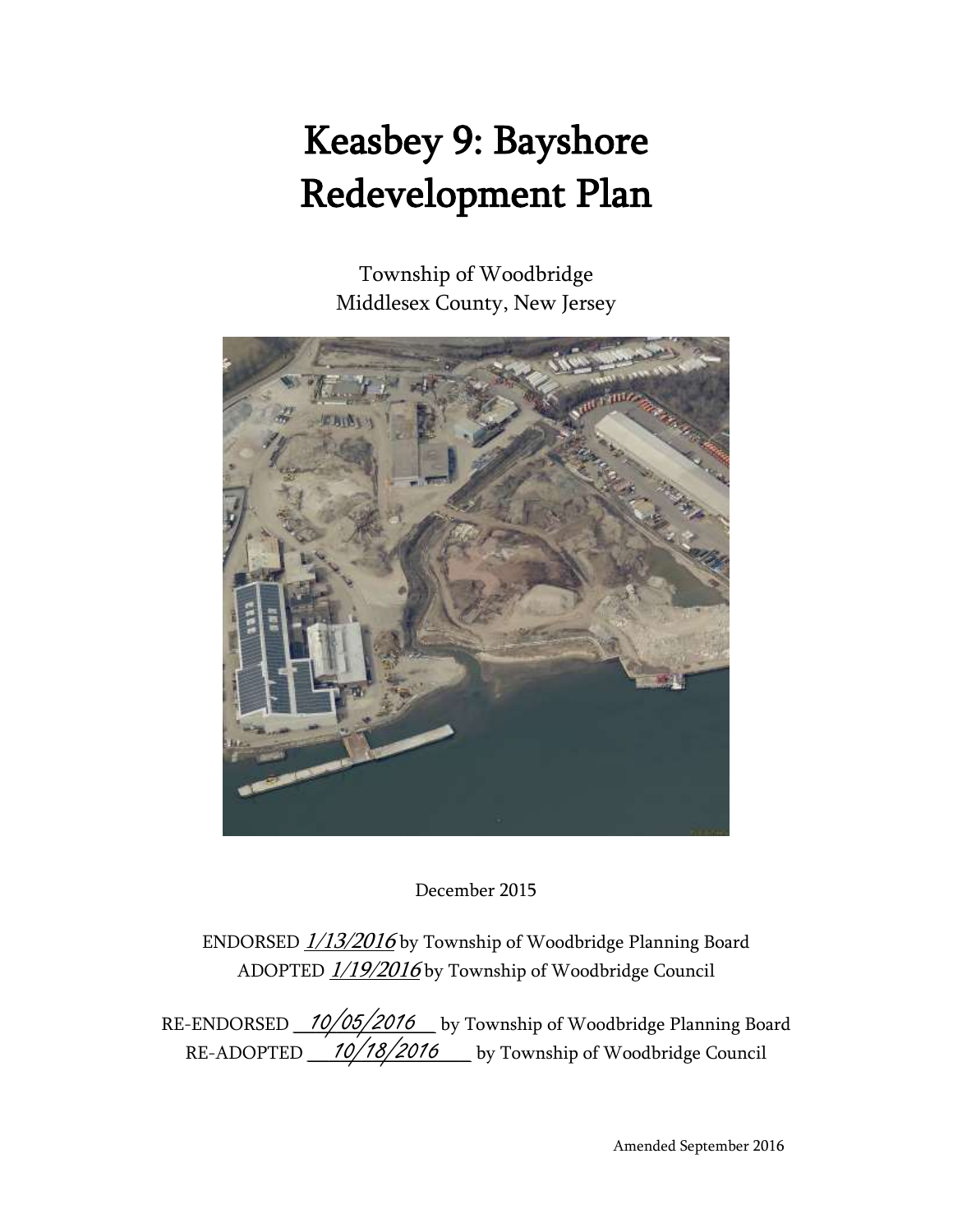# Keasbey 9: Bayshore Redevelopment Plan

Township of Woodbridge
Middlesex County, New Jersey

December 2015

ENDORSED *1/13/2016* by Township of Woodbridge Planning Board
ADOPTED *1/19/2016* by Township of Woodbridge Council

RE-ENDORSED *10/05/2016* by Township of Woodbridge Planning Board
RE-ADOPTED *10/18/2016* by Township of Woodbridge Council

Amended September 2016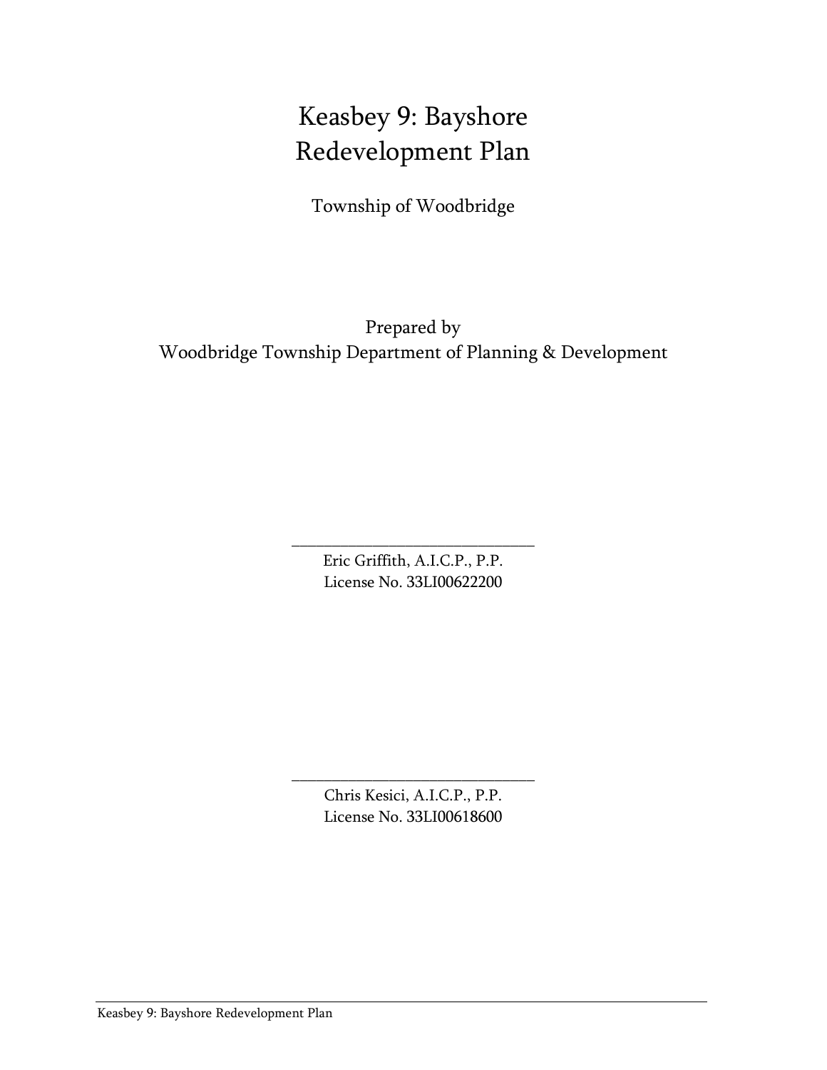# Keasbey 9: Bayshore Redevelopment Plan

Township of Woodbridge

Prepared by
Woodbridge Township Department of Planning & Development

\_\_\_\_\_\_\_\_\_\_\_\_\_\_\_\_\_\_\_\_\_\_\_\_\_\_\_\_\_\_\_\_
Eric Griffith, A.I.C.P., P.P.
License No. 33LI00622200

\_\_\_\_\_\_\_\_\_\_\_\_\_\_\_\_\_\_\_\_\_\_\_\_\_\_\_\_\_\_\_\_
Chris Kesici, A.I.C.P., P.P.
License No. 33LI00618600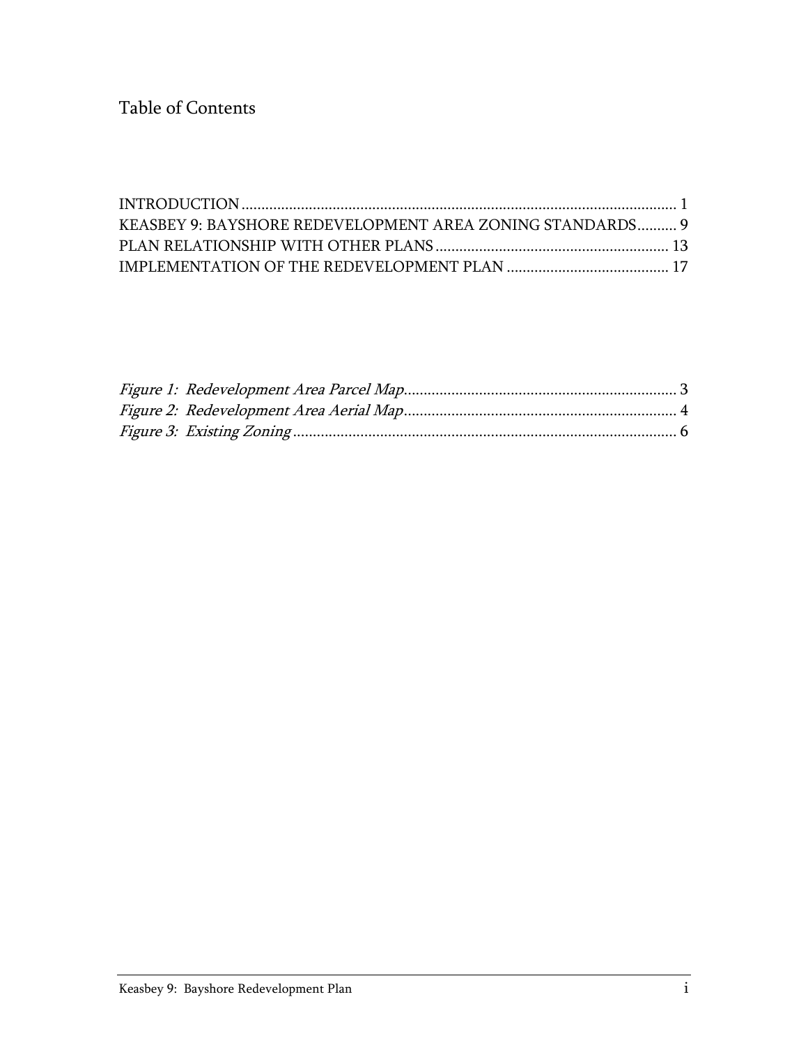# Table of Contents

INTRODUCTION .......................................................................................................... 1
KEASBEY 9: BAYSHORE REDEVELOPMENT AREA ZONING STANDARDS.......... 9
PLAN RELATIONSHIP WITH OTHER PLANS .......................................................... 13
IMPLEMENTATION OF THE REDEVELOPMENT PLAN ......................................... 17

*Figure 1: Redevelopment Area Parcel Map* .................................................................... 3
*Figure 2: Redevelopment Area Aerial Map* .................................................................... 4
*Figure 3: Existing Zoning* ................................................................................................ 6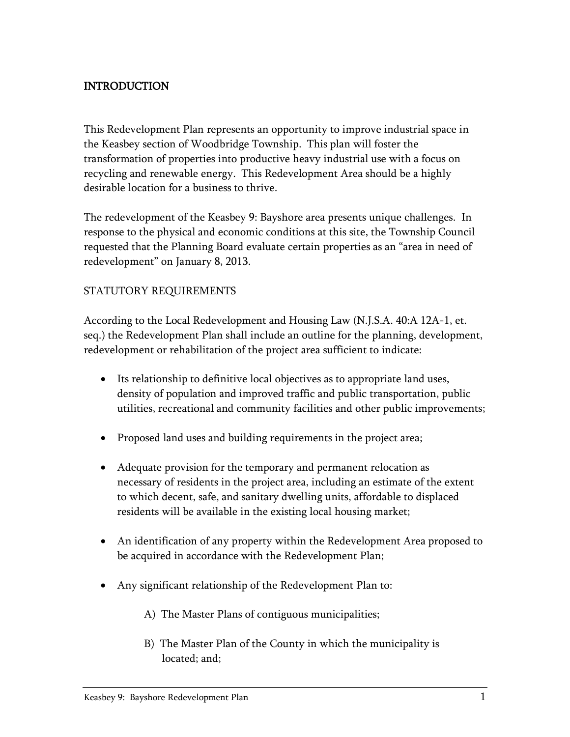## INTRODUCTION

This Redevelopment Plan represents an opportunity to improve industrial space in the Keasbey section of Woodbridge Township. This plan will foster the transformation of properties into productive heavy industrial use with a focus on recycling and renewable energy. This Redevelopment Area should be a highly desirable location for a business to thrive.

The redevelopment of the Keasbey 9: Bayshore area presents unique challenges. In response to the physical and economic conditions at this site, the Township Council requested that the Planning Board evaluate certain properties as an "area in need of redevelopment" on January 8, 2013.

### STATUTORY REQUIREMENTS

According to the Local Redevelopment and Housing Law (N.J.S.A. 40:A 12A-1, et. seq.) the Redevelopment Plan shall include an outline for the planning, development, redevelopment or rehabilitation of the project area sufficient to indicate:

- Its relationship to definitive local objectives as to appropriate land uses, density of population and improved traffic and public transportation, public utilities, recreational and community facilities and other public improvements;

- Proposed land uses and building requirements in the project area;

- Adequate provision for the temporary and permanent relocation as necessary of residents in the project area, including an estimate of the extent to which decent, safe, and sanitary dwelling units, affordable to displaced residents will be available in the existing local housing market;

- An identification of any property within the Redevelopment Area proposed to be acquired in accordance with the Redevelopment Plan;

- Any significant relationship of the Redevelopment Plan to:

  A) The Master Plans of contiguous municipalities;

  B) The Master Plan of the County in which the municipality is located; and;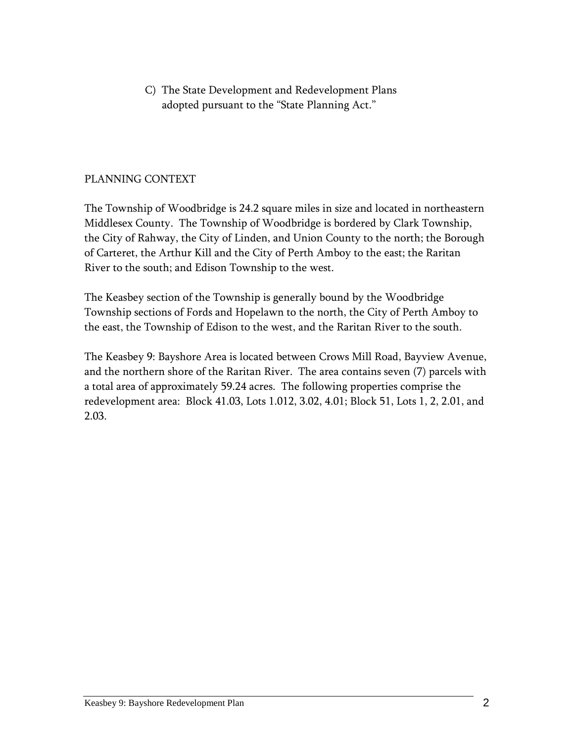C) The State Development and Redevelopment Plans adopted pursuant to the "State Planning Act."

## PLANNING CONTEXT

The Township of Woodbridge is 24.2 square miles in size and located in northeastern Middlesex County. The Township of Woodbridge is bordered by Clark Township, the City of Rahway, the City of Linden, and Union County to the north; the Borough of Carteret, the Arthur Kill and the City of Perth Amboy to the east; the Raritan River to the south; and Edison Township to the west.

The Keasbey section of the Township is generally bound by the Woodbridge Township sections of Fords and Hopelawn to the north, the City of Perth Amboy to the east, the Township of Edison to the west, and the Raritan River to the south.

The Keasbey 9: Bayshore Area is located between Crows Mill Road, Bayview Avenue, and the northern shore of the Raritan River. The area contains seven (7) parcels with a total area of approximately 59.24 acres. The following properties comprise the redevelopment area: Block 41.03, Lots 1.012, 3.02, 4.01; Block 51, Lots 1, 2, 2.01, and 2.03.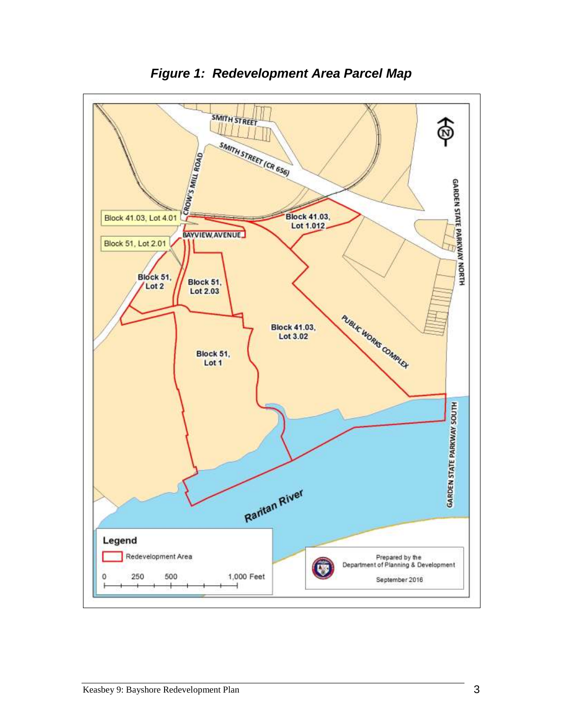# *Figure 1: Redevelopment Area Parcel Map*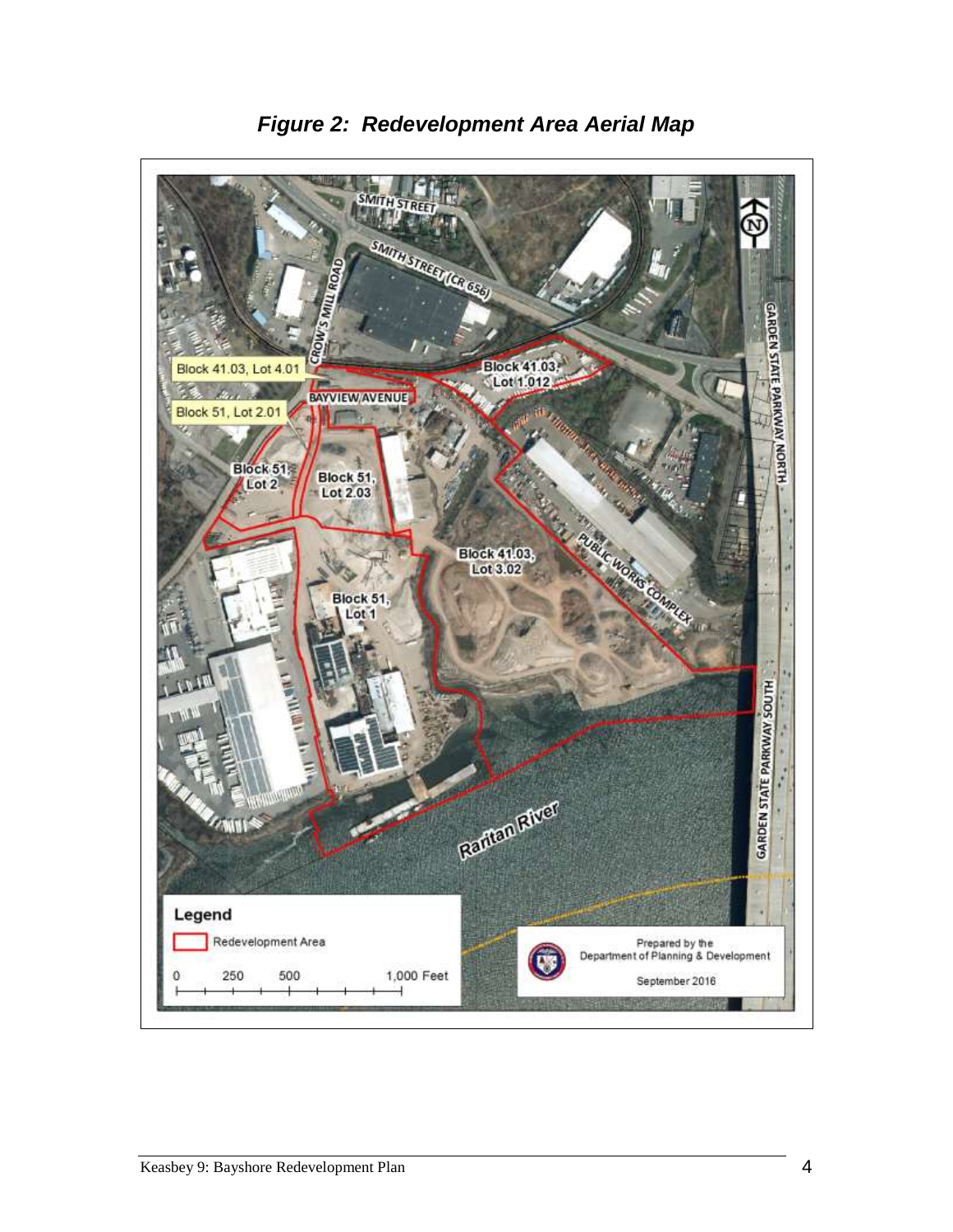*Figure 2: Redevelopment Area Aerial Map*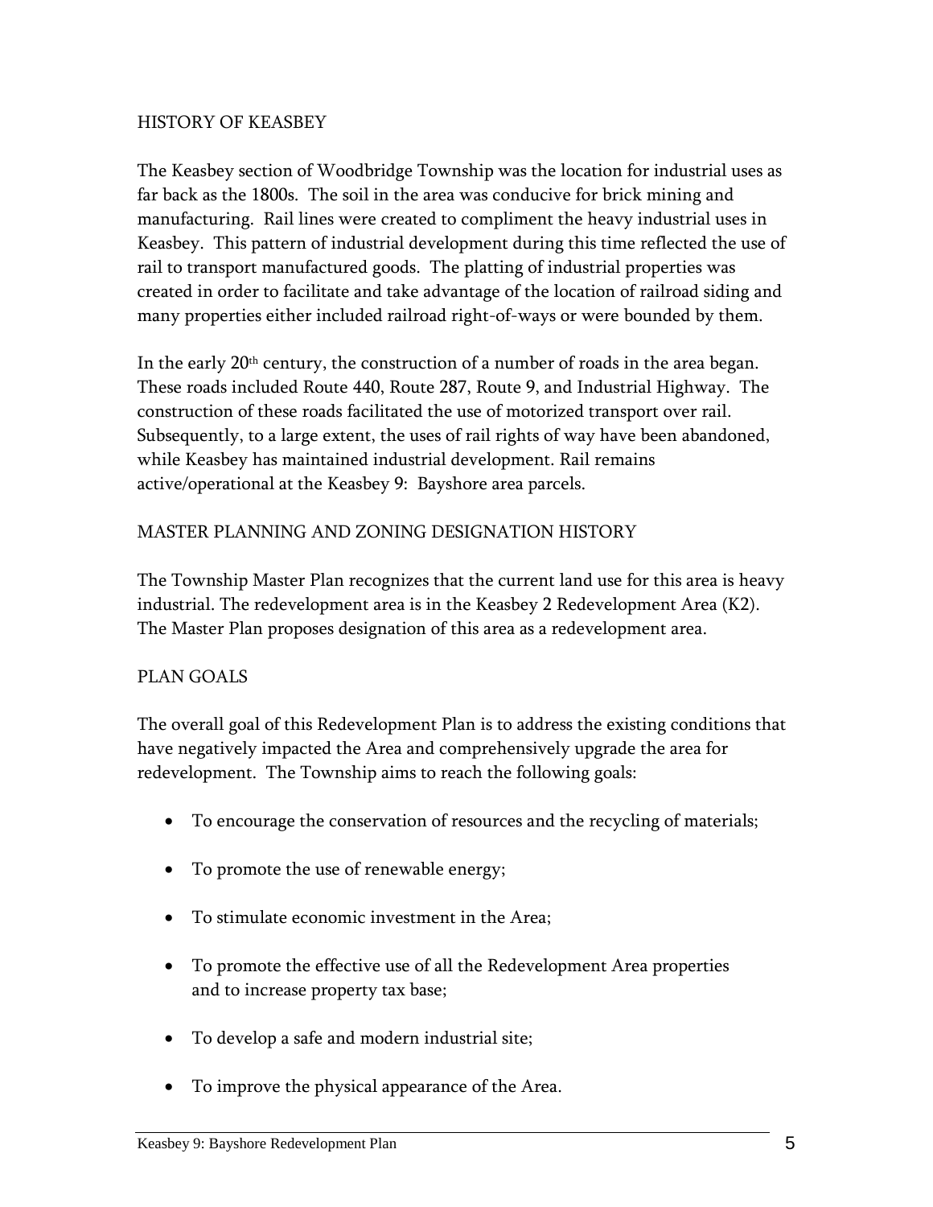## HISTORY OF KEASBEY

The Keasbey section of Woodbridge Township was the location for industrial uses as far back as the 1800s. The soil in the area was conducive for brick mining and manufacturing. Rail lines were created to compliment the heavy industrial uses in Keasbey. This pattern of industrial development during this time reflected the use of rail to transport manufactured goods. The platting of industrial properties was created in order to facilitate and take advantage of the location of railroad siding and many properties either included railroad right-of-ways or were bounded by them.

In the early 20th century, the construction of a number of roads in the area began. These roads included Route 440, Route 287, Route 9, and Industrial Highway. The construction of these roads facilitated the use of motorized transport over rail. Subsequently, to a large extent, the uses of rail rights of way have been abandoned, while Keasbey has maintained industrial development. Rail remains active/operational at the Keasbey 9: Bayshore area parcels.

## MASTER PLANNING AND ZONING DESIGNATION HISTORY

The Township Master Plan recognizes that the current land use for this area is heavy industrial. The redevelopment area is in the Keasbey 2 Redevelopment Area (K2). The Master Plan proposes designation of this area as a redevelopment area.

## PLAN GOALS

The overall goal of this Redevelopment Plan is to address the existing conditions that have negatively impacted the Area and comprehensively upgrade the area for redevelopment. The Township aims to reach the following goals:

- To encourage the conservation of resources and the recycling of materials;
- To promote the use of renewable energy;
- To stimulate economic investment in the Area;
- To promote the effective use of all the Redevelopment Area properties and to increase property tax base;
- To develop a safe and modern industrial site;
- To improve the physical appearance of the Area.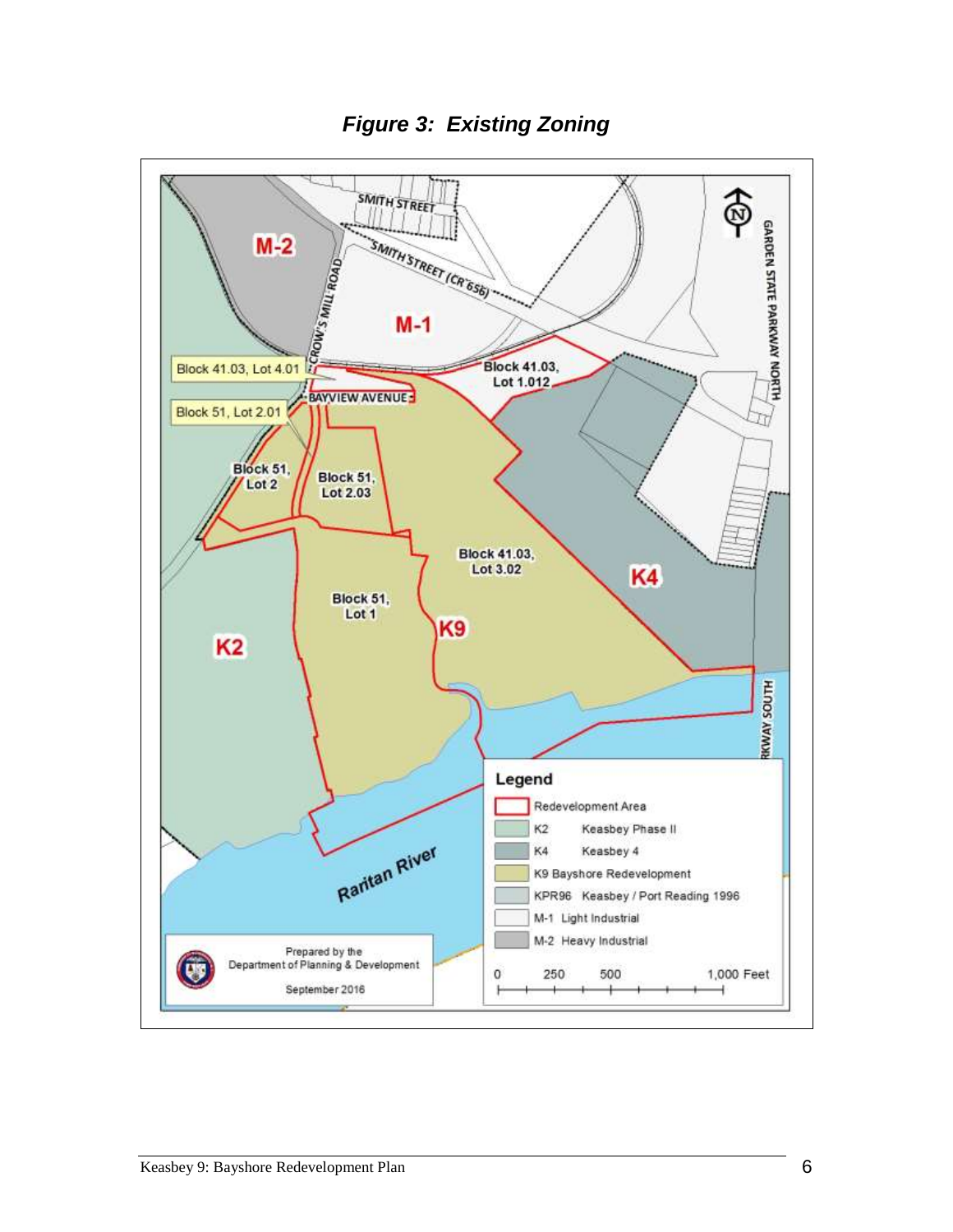***Figure 3: Existing Zoning***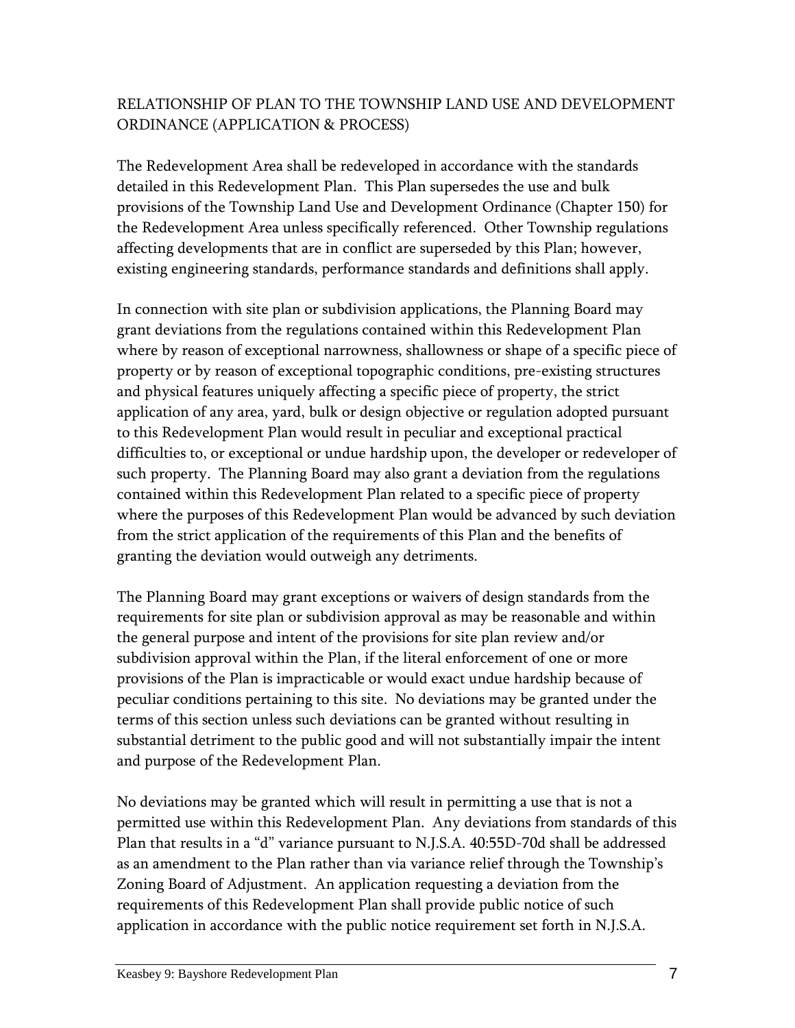## RELATIONSHIP OF PLAN TO THE TOWNSHIP LAND USE AND DEVELOPMENT ORDINANCE (APPLICATION & PROCESS)

The Redevelopment Area shall be redeveloped in accordance with the standards detailed in this Redevelopment Plan. This Plan supersedes the use and bulk provisions of the Township Land Use and Development Ordinance (Chapter 150) for the Redevelopment Area unless specifically referenced. Other Township regulations affecting developments that are in conflict are superseded by this Plan; however, existing engineering standards, performance standards and definitions shall apply.

In connection with site plan or subdivision applications, the Planning Board may grant deviations from the regulations contained within this Redevelopment Plan where by reason of exceptional narrowness, shallowness or shape of a specific piece of property or by reason of exceptional topographic conditions, pre-existing structures and physical features uniquely affecting a specific piece of property, the strict application of any area, yard, bulk or design objective or regulation adopted pursuant to this Redevelopment Plan would result in peculiar and exceptional practical difficulties to, or exceptional or undue hardship upon, the developer or redeveloper of such property. The Planning Board may also grant a deviation from the regulations contained within this Redevelopment Plan related to a specific piece of property where the purposes of this Redevelopment Plan would be advanced by such deviation from the strict application of the requirements of this Plan and the benefits of granting the deviation would outweigh any detriments.

The Planning Board may grant exceptions or waivers of design standards from the requirements for site plan or subdivision approval as may be reasonable and within the general purpose and intent of the provisions for site plan review and/or subdivision approval within the Plan, if the literal enforcement of one or more provisions of the Plan is impracticable or would exact undue hardship because of peculiar conditions pertaining to this site. No deviations may be granted under the terms of this section unless such deviations can be granted without resulting in substantial detriment to the public good and will not substantially impair the intent and purpose of the Redevelopment Plan.

No deviations may be granted which will result in permitting a use that is not a permitted use within this Redevelopment Plan. Any deviations from standards of this Plan that results in a "d" variance pursuant to N.J.S.A. 40:55D-70d shall be addressed as an amendment to the Plan rather than via variance relief through the Township's Zoning Board of Adjustment. An application requesting a deviation from the requirements of this Redevelopment Plan shall provide public notice of such application in accordance with the public notice requirement set forth in N.J.S.A.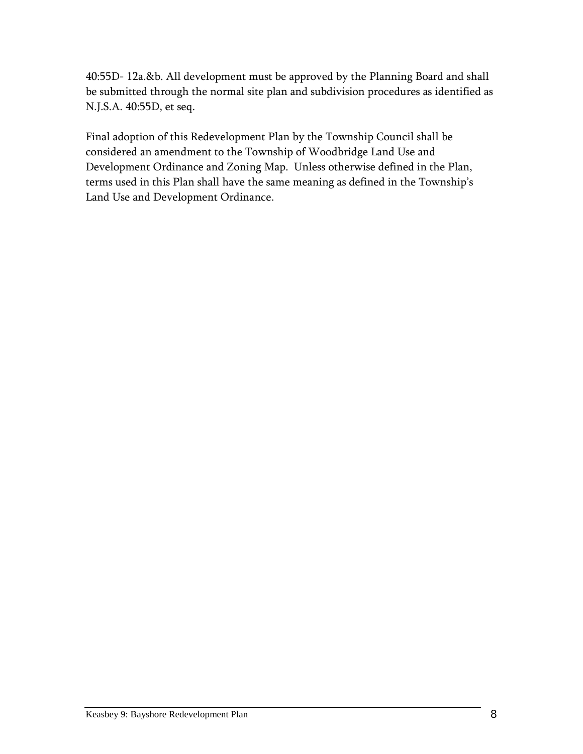40:55D- 12a.&b. All development must be approved by the Planning Board and shall be submitted through the normal site plan and subdivision procedures as identified as N.J.S.A. 40:55D, et seq.

Final adoption of this Redevelopment Plan by the Township Council shall be considered an amendment to the Township of Woodbridge Land Use and Development Ordinance and Zoning Map. Unless otherwise defined in the Plan, terms used in this Plan shall have the same meaning as defined in the Township's Land Use and Development Ordinance.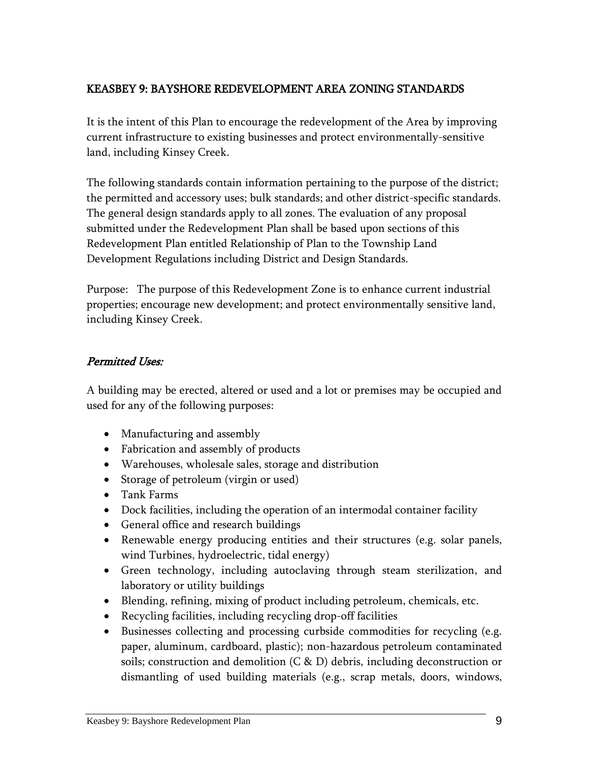## KEASBEY 9: BAYSHORE REDEVELOPMENT AREA ZONING STANDARDS

It is the intent of this Plan to encourage the redevelopment of the Area by improving current infrastructure to existing businesses and protect environmentally-sensitive land, including Kinsey Creek.

The following standards contain information pertaining to the purpose of the district; the permitted and accessory uses; bulk standards; and other district-specific standards. The general design standards apply to all zones. The evaluation of any proposal submitted under the Redevelopment Plan shall be based upon sections of this Redevelopment Plan entitled Relationship of Plan to the Township Land Development Regulations including District and Design Standards.

Purpose: The purpose of this Redevelopment Zone is to enhance current industrial properties; encourage new development; and protect environmentally sensitive land, including Kinsey Creek.

### *Permitted Uses:*

A building may be erected, altered or used and a lot or premises may be occupied and used for any of the following purposes:

- Manufacturing and assembly
- Fabrication and assembly of products
- Warehouses, wholesale sales, storage and distribution
- Storage of petroleum (virgin or used)
- Tank Farms
- Dock facilities, including the operation of an intermodal container facility
- General office and research buildings
- Renewable energy producing entities and their structures (e.g. solar panels, wind Turbines, hydroelectric, tidal energy)
- Green technology, including autoclaving through steam sterilization, and laboratory or utility buildings
- Blending, refining, mixing of product including petroleum, chemicals, etc.
- Recycling facilities, including recycling drop-off facilities
- Businesses collecting and processing curbside commodities for recycling (e.g. paper, aluminum, cardboard, plastic); non-hazardous petroleum contaminated soils; construction and demolition (C & D) debris, including deconstruction or dismantling of used building materials (e.g., scrap metals, doors, windows,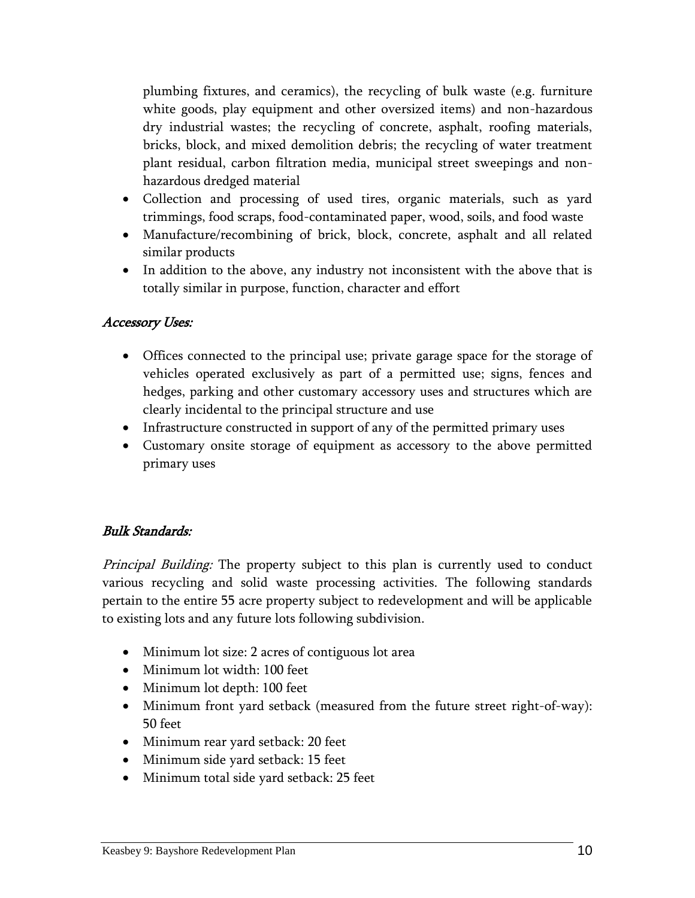plumbing fixtures, and ceramics), the recycling of bulk waste (e.g. furniture white goods, play equipment and other oversized items) and non-hazardous dry industrial wastes; the recycling of concrete, asphalt, roofing materials, bricks, block, and mixed demolition debris; the recycling of water treatment plant residual, carbon filtration media, municipal street sweepings and non-hazardous dredged material

- Collection and processing of used tires, organic materials, such as yard trimmings, food scraps, food-contaminated paper, wood, soils, and food waste
- Manufacture/recombining of brick, block, concrete, asphalt and all related similar products
- In addition to the above, any industry not inconsistent with the above that is totally similar in purpose, function, character and effort

*Accessory Uses:*

- Offices connected to the principal use; private garage space for the storage of vehicles operated exclusively as part of a permitted use; signs, fences and hedges, parking and other customary accessory uses and structures which are clearly incidental to the principal structure and use
- Infrastructure constructed in support of any of the permitted primary uses
- Customary onsite storage of equipment as accessory to the above permitted primary uses

*Bulk Standards:*

*Principal Building:* The property subject to this plan is currently used to conduct various recycling and solid waste processing activities. The following standards pertain to the entire 55 acre property subject to redevelopment and will be applicable to existing lots and any future lots following subdivision.

- Minimum lot size: 2 acres of contiguous lot area
- Minimum lot width: 100 feet
- Minimum lot depth: 100 feet
- Minimum front yard setback (measured from the future street right-of-way): 50 feet
- Minimum rear yard setback: 20 feet
- Minimum side yard setback: 15 feet
- Minimum total side yard setback: 25 feet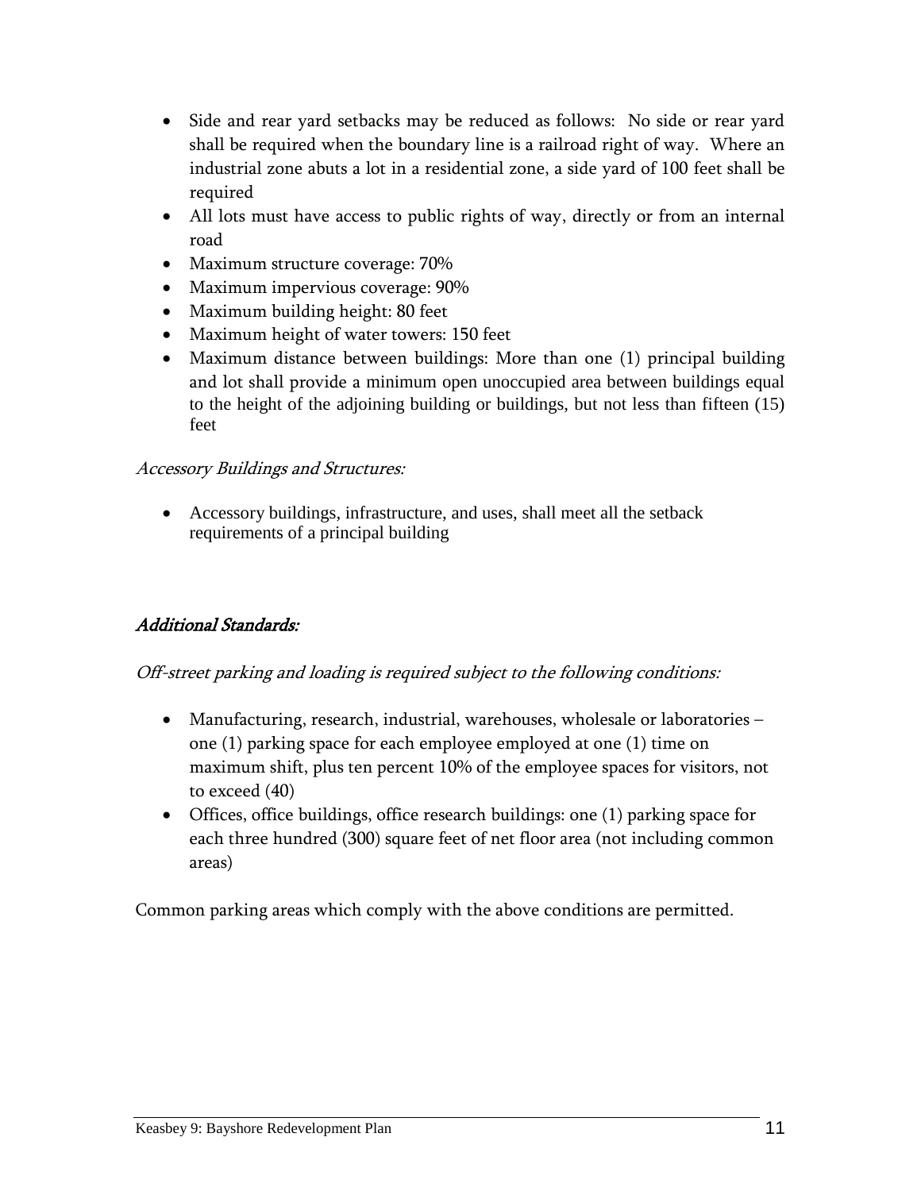- Side and rear yard setbacks may be reduced as follows: No side or rear yard shall be required when the boundary line is a railroad right of way. Where an industrial zone abuts a lot in a residential zone, a side yard of 100 feet shall be required
- All lots must have access to public rights of way, directly or from an internal road
- Maximum structure coverage: 70%
- Maximum impervious coverage: 90%
- Maximum building height: 80 feet
- Maximum height of water towers: 150 feet
- Maximum distance between buildings: More than one (1) principal building and lot shall provide a minimum open unoccupied area between buildings equal to the height of the adjoining building or buildings, but not less than fifteen (15) feet

*Accessory Buildings and Structures:*

- Accessory buildings, infrastructure, and uses, shall meet all the setback requirements of a principal building

### *Additional Standards:*

*Off-street parking and loading is required subject to the following conditions:*

- Manufacturing, research, industrial, warehouses, wholesale or laboratories – one (1) parking space for each employee employed at one (1) time on maximum shift, plus ten percent 10% of the employee spaces for visitors, not to exceed (40)
- Offices, office buildings, office research buildings: one (1) parking space for each three hundred (300) square feet of net floor area (not including common areas)

Common parking areas which comply with the above conditions are permitted.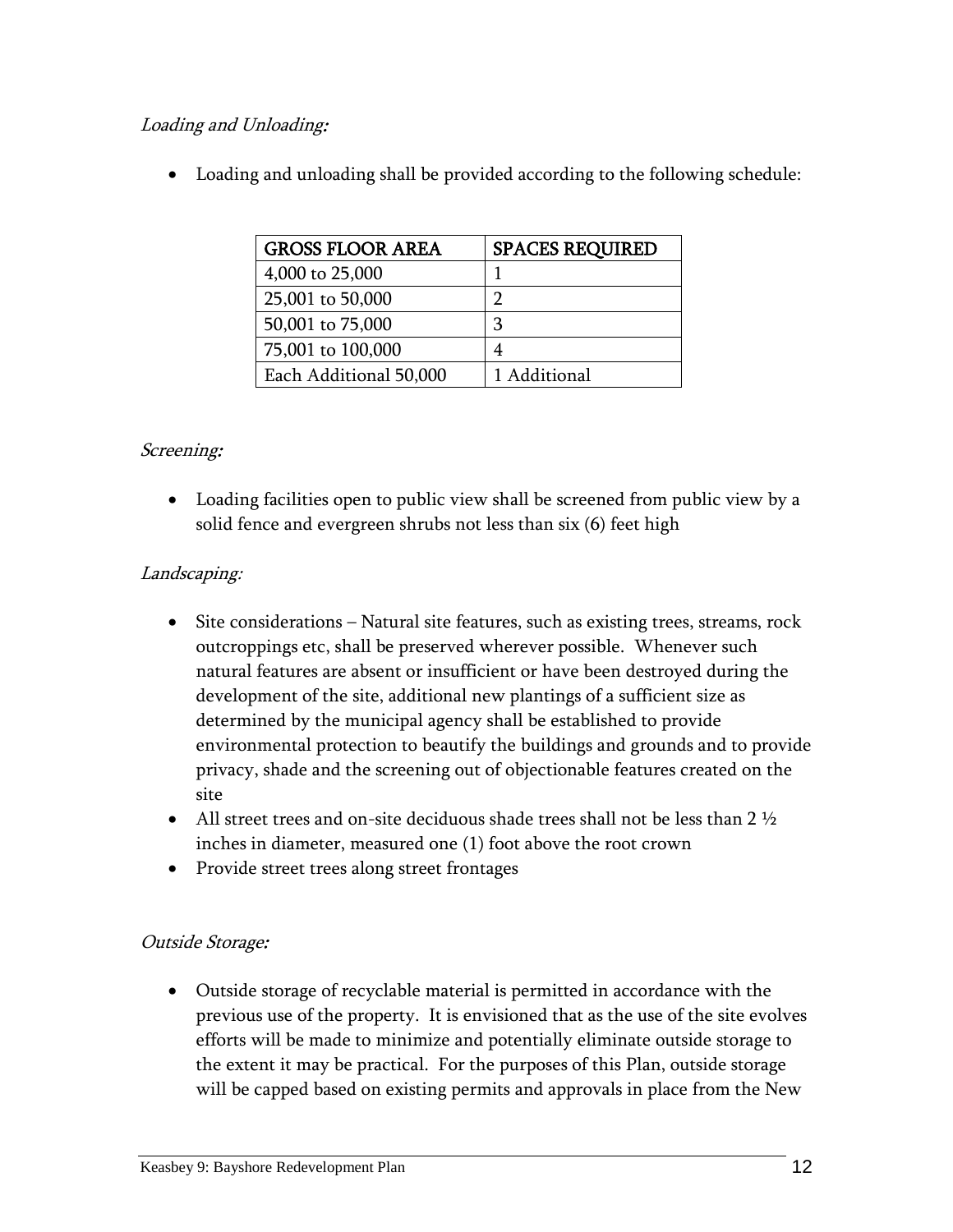*Loading and Unloading:*

- Loading and unloading shall be provided according to the following schedule:

| GROSS FLOOR AREA | SPACES REQUIRED |
|---|---|
| 4,000 to 25,000 | 1 |
| 25,001 to 50,000 | 2 |
| 50,001 to 75,000 | 3 |
| 75,001 to 100,000 | 4 |
| Each Additional 50,000 | 1 Additional |

*Screening:*

- Loading facilities open to public view shall be screened from public view by a solid fence and evergreen shrubs not less than six (6) feet high

*Landscaping:*

- Site considerations – Natural site features, such as existing trees, streams, rock outcroppings etc, shall be preserved wherever possible. Whenever such natural features are absent or insufficient or have been destroyed during the development of the site, additional new plantings of a sufficient size as determined by the municipal agency shall be established to provide environmental protection to beautify the buildings and grounds and to provide privacy, shade and the screening out of objectionable features created on the site
- All street trees and on-site deciduous shade trees shall not be less than 2 ½ inches in diameter, measured one (1) foot above the root crown
- Provide street trees along street frontages

*Outside Storage:*

- Outside storage of recyclable material is permitted in accordance with the previous use of the property. It is envisioned that as the use of the site evolves efforts will be made to minimize and potentially eliminate outside storage to the extent it may be practical. For the purposes of this Plan, outside storage will be capped based on existing permits and approvals in place from the New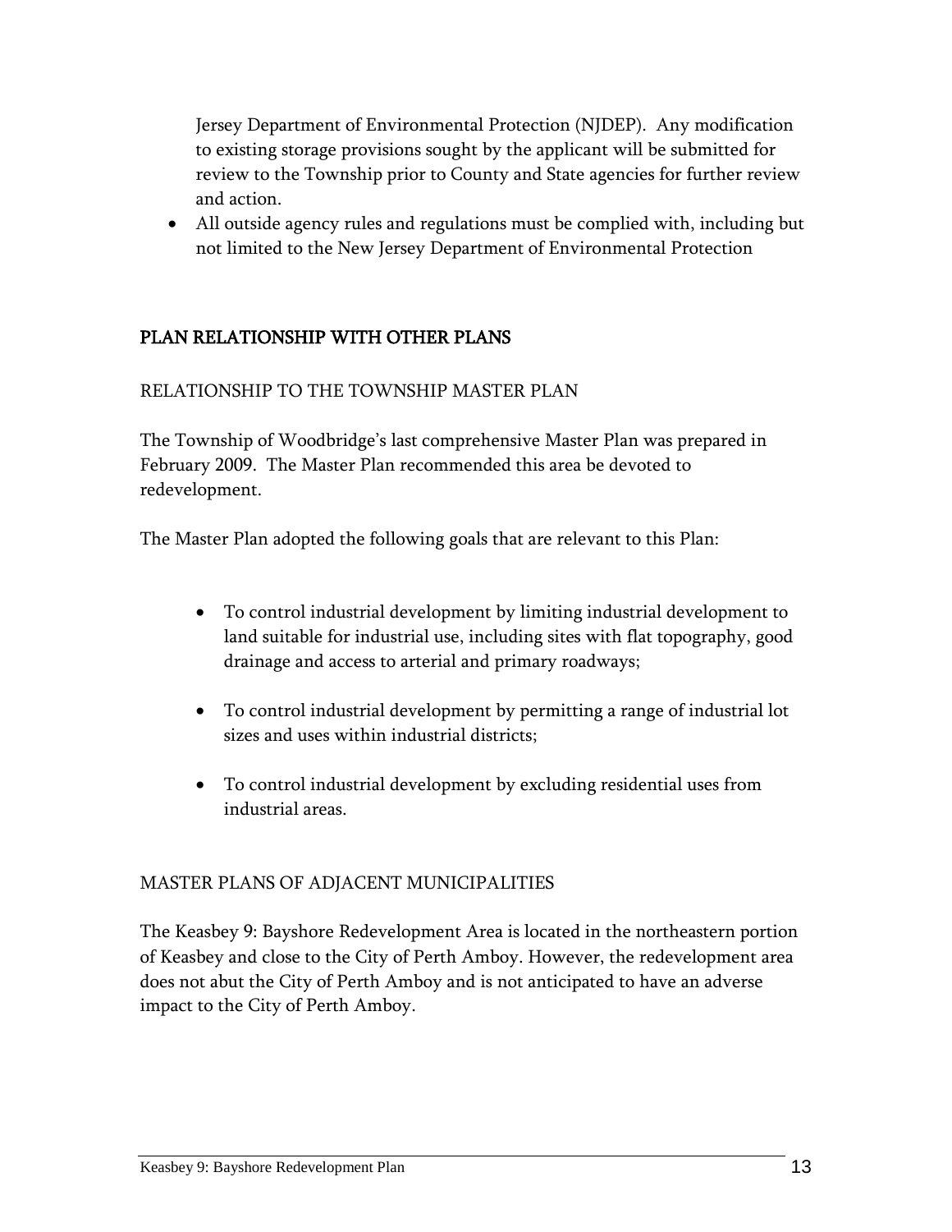Jersey Department of Environmental Protection (NJDEP). Any modification to existing storage provisions sought by the applicant will be submitted for review to the Township prior to County and State agencies for further review and action.
- All outside agency rules and regulations must be complied with, including but not limited to the New Jersey Department of Environmental Protection

## PLAN RELATIONSHIP WITH OTHER PLANS

### RELATIONSHIP TO THE TOWNSHIP MASTER PLAN

The Township of Woodbridge's last comprehensive Master Plan was prepared in February 2009. The Master Plan recommended this area be devoted to redevelopment.

The Master Plan adopted the following goals that are relevant to this Plan:

- To control industrial development by limiting industrial development to land suitable for industrial use, including sites with flat topography, good drainage and access to arterial and primary roadways;
- To control industrial development by permitting a range of industrial lot sizes and uses within industrial districts;
- To control industrial development by excluding residential uses from industrial areas.

### MASTER PLANS OF ADJACENT MUNICIPALITIES

The Keasbey 9: Bayshore Redevelopment Area is located in the northeastern portion of Keasbey and close to the City of Perth Amboy. However, the redevelopment area does not abut the City of Perth Amboy and is not anticipated to have an adverse impact to the City of Perth Amboy.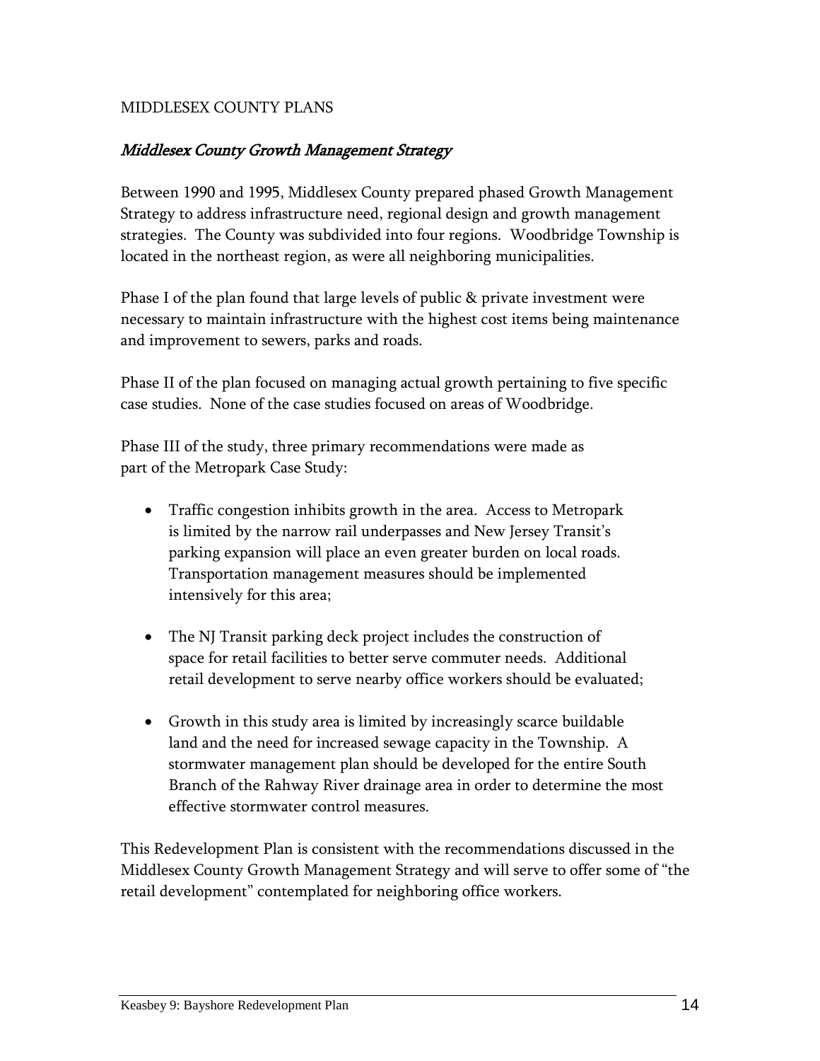MIDDLESEX COUNTY PLANS

### *Middlesex County Growth Management Strategy*

Between 1990 and 1995, Middlesex County prepared phased Growth Management Strategy to address infrastructure need, regional design and growth management strategies. The County was subdivided into four regions. Woodbridge Township is located in the northeast region, as were all neighboring municipalities.

Phase I of the plan found that large levels of public & private investment were necessary to maintain infrastructure with the highest cost items being maintenance and improvement to sewers, parks and roads.

Phase II of the plan focused on managing actual growth pertaining to five specific case studies. None of the case studies focused on areas of Woodbridge.

Phase III of the study, three primary recommendations were made as part of the Metropark Case Study:

- Traffic congestion inhibits growth in the area. Access to Metropark is limited by the narrow rail underpasses and New Jersey Transit's parking expansion will place an even greater burden on local roads. Transportation management measures should be implemented intensively for this area;

- The NJ Transit parking deck project includes the construction of space for retail facilities to better serve commuter needs. Additional retail development to serve nearby office workers should be evaluated;

- Growth in this study area is limited by increasingly scarce buildable land and the need for increased sewage capacity in the Township. A stormwater management plan should be developed for the entire South Branch of the Rahway River drainage area in order to determine the most effective stormwater control measures.

This Redevelopment Plan is consistent with the recommendations discussed in the Middlesex County Growth Management Strategy and will serve to offer some of "the retail development" contemplated for neighboring office workers.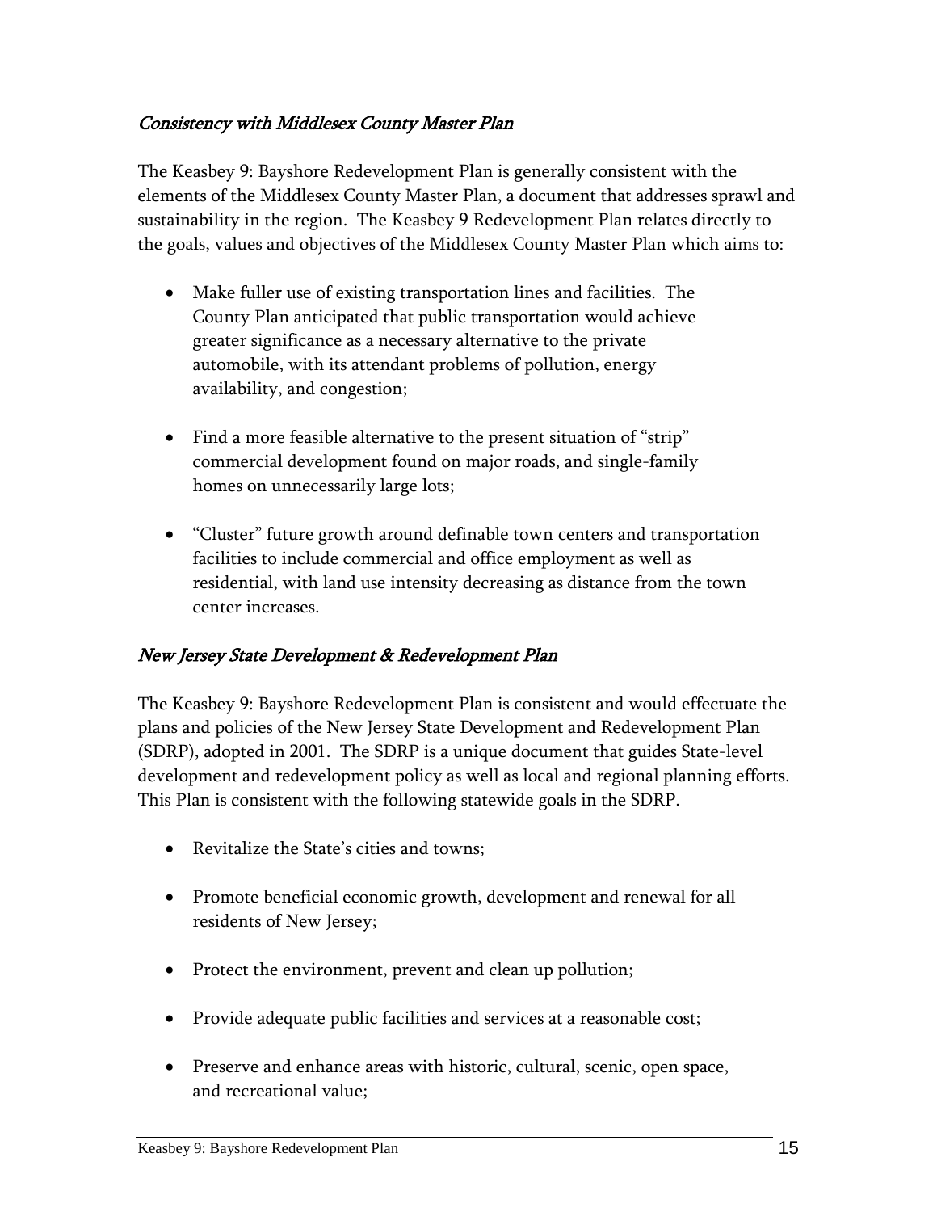### *Consistency with Middlesex County Master Plan*

The Keasbey 9: Bayshore Redevelopment Plan is generally consistent with the elements of the Middlesex County Master Plan, a document that addresses sprawl and sustainability in the region. The Keasbey 9 Redevelopment Plan relates directly to the goals, values and objectives of the Middlesex County Master Plan which aims to:

- Make fuller use of existing transportation lines and facilities. The County Plan anticipated that public transportation would achieve greater significance as a necessary alternative to the private automobile, with its attendant problems of pollution, energy availability, and congestion;

- Find a more feasible alternative to the present situation of "strip" commercial development found on major roads, and single-family homes on unnecessarily large lots;

- "Cluster" future growth around definable town centers and transportation facilities to include commercial and office employment as well as residential, with land use intensity decreasing as distance from the town center increases.

### *New Jersey State Development & Redevelopment Plan*

The Keasbey 9: Bayshore Redevelopment Plan is consistent and would effectuate the plans and policies of the New Jersey State Development and Redevelopment Plan (SDRP), adopted in 2001. The SDRP is a unique document that guides State-level development and redevelopment policy as well as local and regional planning efforts. This Plan is consistent with the following statewide goals in the SDRP.

- Revitalize the State's cities and towns;

- Promote beneficial economic growth, development and renewal for all residents of New Jersey;

- Protect the environment, prevent and clean up pollution;

- Provide adequate public facilities and services at a reasonable cost;

- Preserve and enhance areas with historic, cultural, scenic, open space, and recreational value;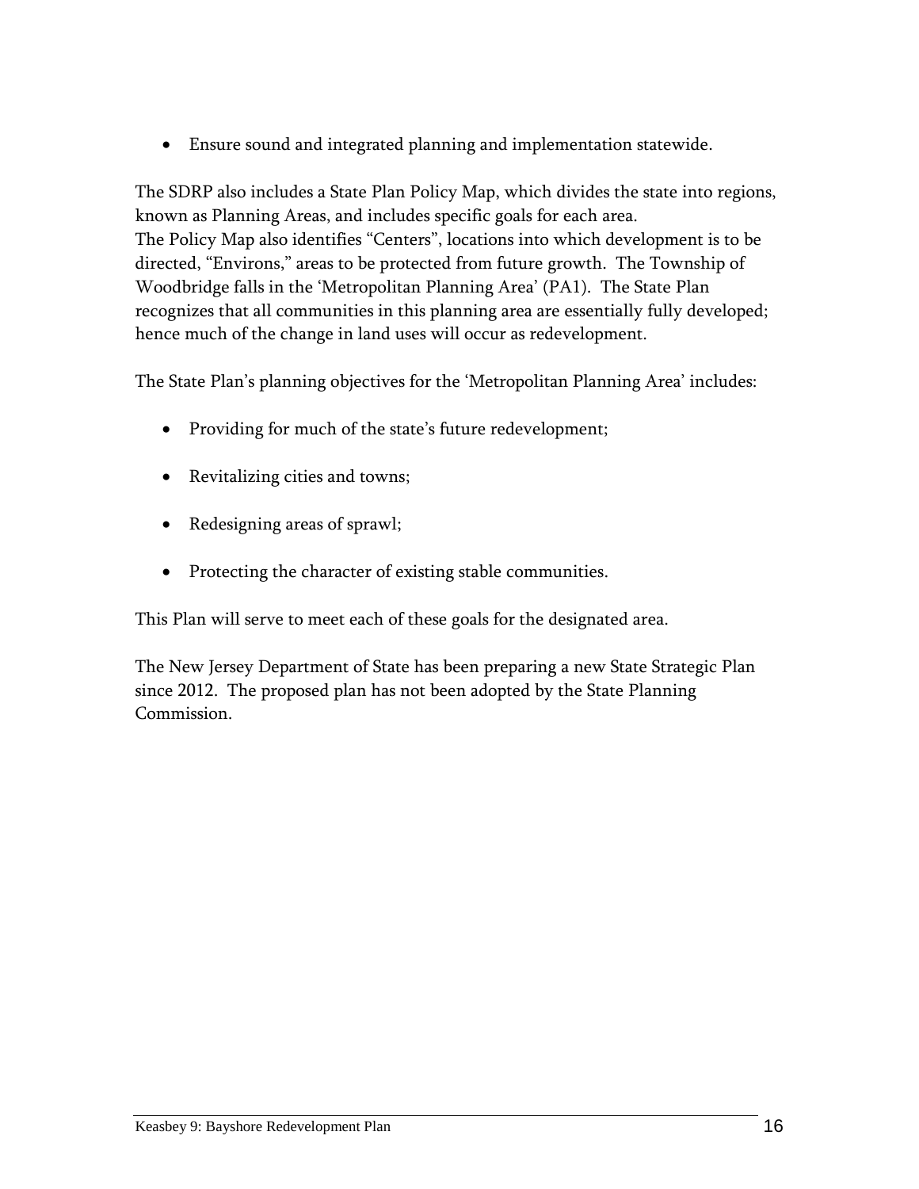- Ensure sound and integrated planning and implementation statewide.

The SDRP also includes a State Plan Policy Map, which divides the state into regions, known as Planning Areas, and includes specific goals for each area.
The Policy Map also identifies "Centers", locations into which development is to be directed, "Environs," areas to be protected from future growth. The Township of Woodbridge falls in the 'Metropolitan Planning Area' (PA1). The State Plan recognizes that all communities in this planning area are essentially fully developed; hence much of the change in land uses will occur as redevelopment.

The State Plan's planning objectives for the 'Metropolitan Planning Area' includes:

- Providing for much of the state's future redevelopment;
- Revitalizing cities and towns;
- Redesigning areas of sprawl;
- Protecting the character of existing stable communities.

This Plan will serve to meet each of these goals for the designated area.

The New Jersey Department of State has been preparing a new State Strategic Plan since 2012. The proposed plan has not been adopted by the State Planning Commission.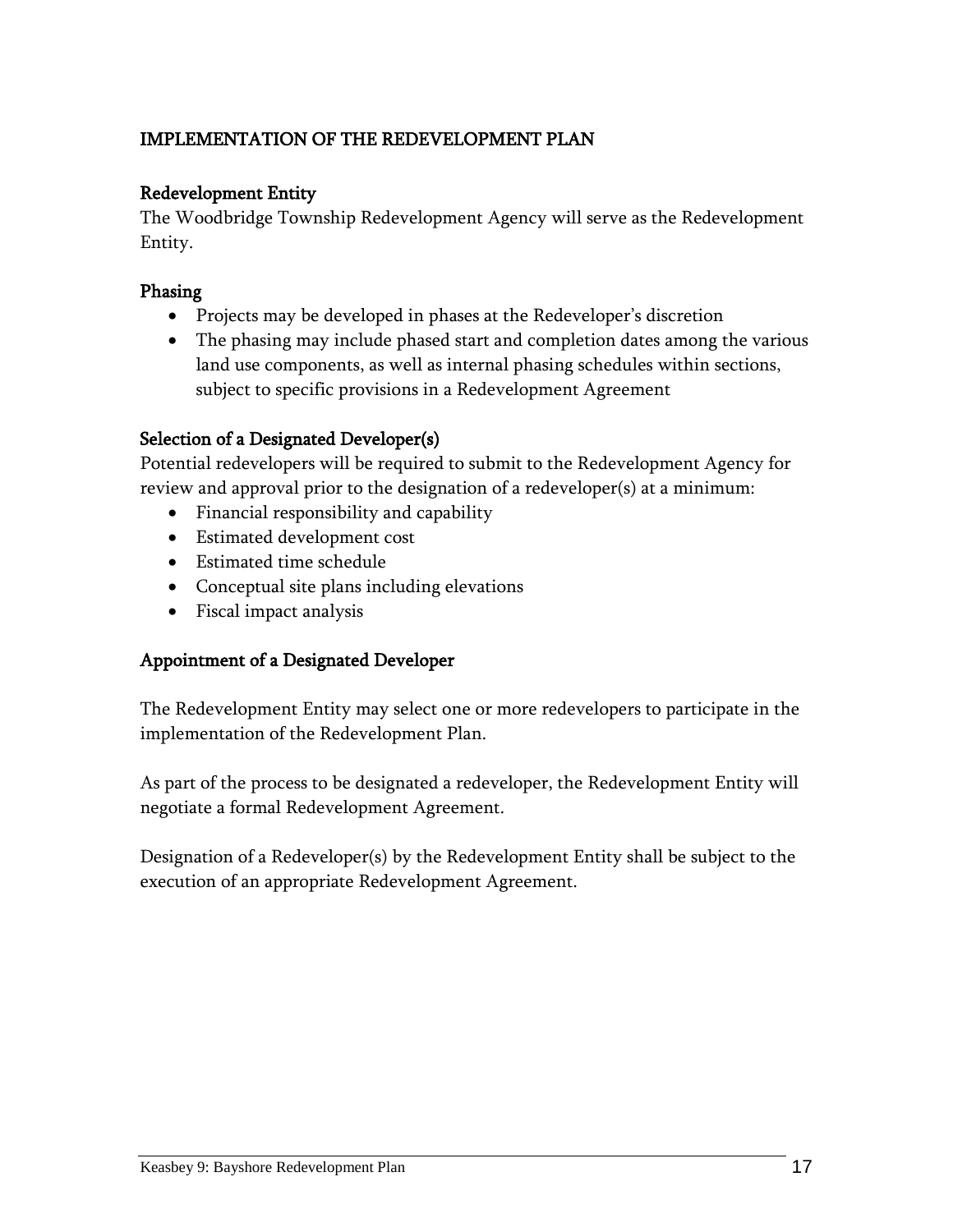## IMPLEMENTATION OF THE REDEVELOPMENT PLAN

### Redevelopment Entity

The Woodbridge Township Redevelopment Agency will serve as the Redevelopment Entity.

### Phasing

- Projects may be developed in phases at the Redeveloper's discretion
- The phasing may include phased start and completion dates among the various land use components, as well as internal phasing schedules within sections, subject to specific provisions in a Redevelopment Agreement

### Selection of a Designated Developer(s)

Potential redevelopers will be required to submit to the Redevelopment Agency for review and approval prior to the designation of a redeveloper(s) at a minimum:

- Financial responsibility and capability
- Estimated development cost
- Estimated time schedule
- Conceptual site plans including elevations
- Fiscal impact analysis

### Appointment of a Designated Developer

The Redevelopment Entity may select one or more redevelopers to participate in the implementation of the Redevelopment Plan.

As part of the process to be designated a redeveloper, the Redevelopment Entity will negotiate a formal Redevelopment Agreement.

Designation of a Redeveloper(s) by the Redevelopment Entity shall be subject to the execution of an appropriate Redevelopment Agreement.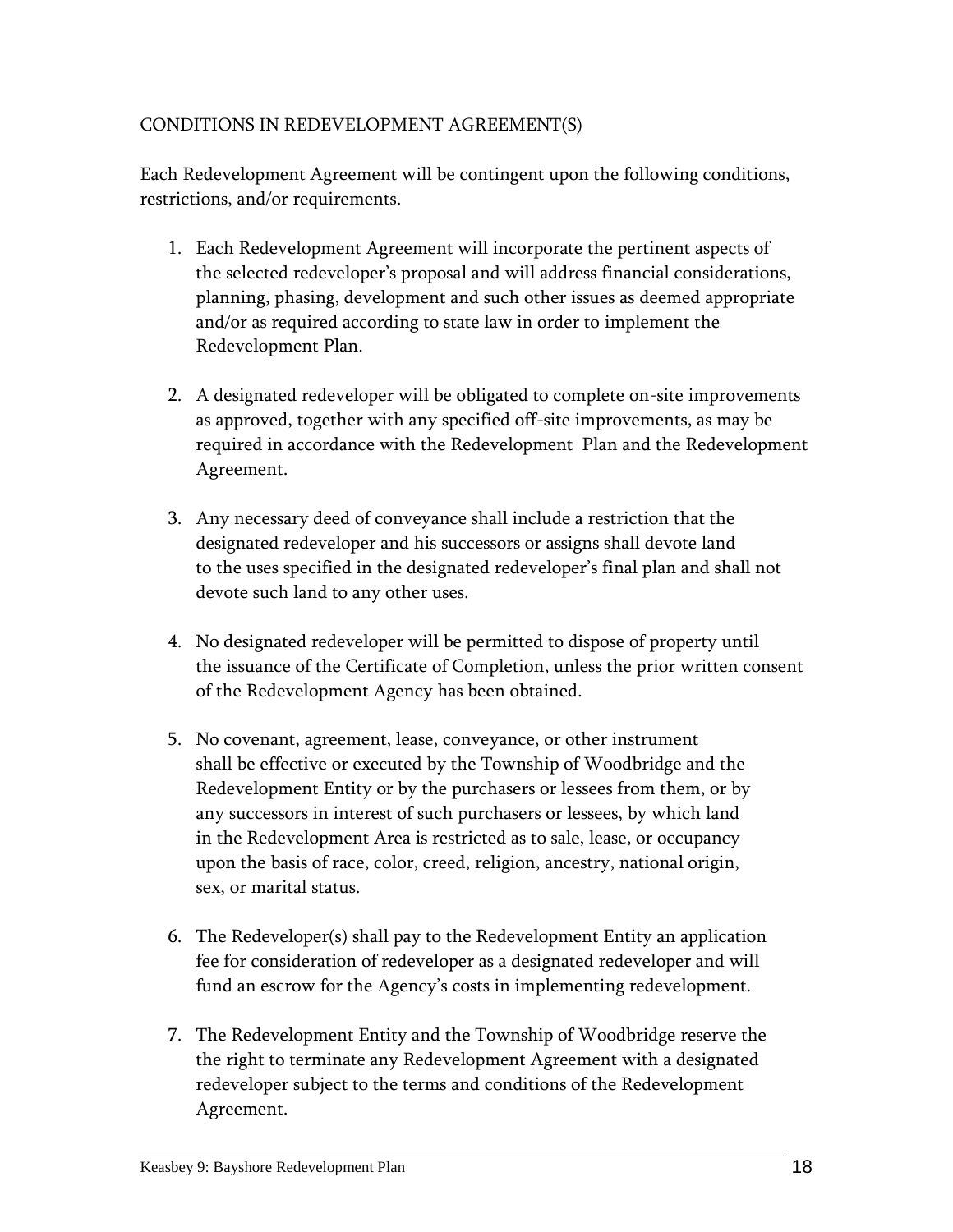## CONDITIONS IN REDEVELOPMENT AGREEMENT(S)

Each Redevelopment Agreement will be contingent upon the following conditions, restrictions, and/or requirements.

1. Each Redevelopment Agreement will incorporate the pertinent aspects of the selected redeveloper's proposal and will address financial considerations, planning, phasing, development and such other issues as deemed appropriate and/or as required according to state law in order to implement the Redevelopment Plan.

2. A designated redeveloper will be obligated to complete on-site improvements as approved, together with any specified off-site improvements, as may be required in accordance with the Redevelopment Plan and the Redevelopment Agreement.

3. Any necessary deed of conveyance shall include a restriction that the designated redeveloper and his successors or assigns shall devote land to the uses specified in the designated redeveloper's final plan and shall not devote such land to any other uses.

4. No designated redeveloper will be permitted to dispose of property until the issuance of the Certificate of Completion, unless the prior written consent of the Redevelopment Agency has been obtained.

5. No covenant, agreement, lease, conveyance, or other instrument shall be effective or executed by the Township of Woodbridge and the Redevelopment Entity or by the purchasers or lessees from them, or by any successors in interest of such purchasers or lessees, by which land in the Redevelopment Area is restricted as to sale, lease, or occupancy upon the basis of race, color, creed, religion, ancestry, national origin, sex, or marital status.

6. The Redeveloper(s) shall pay to the Redevelopment Entity an application fee for consideration of redeveloper as a designated redeveloper and will fund an escrow for the Agency's costs in implementing redevelopment.

7. The Redevelopment Entity and the Township of Woodbridge reserve the the right to terminate any Redevelopment Agreement with a designated redeveloper subject to the terms and conditions of the Redevelopment Agreement.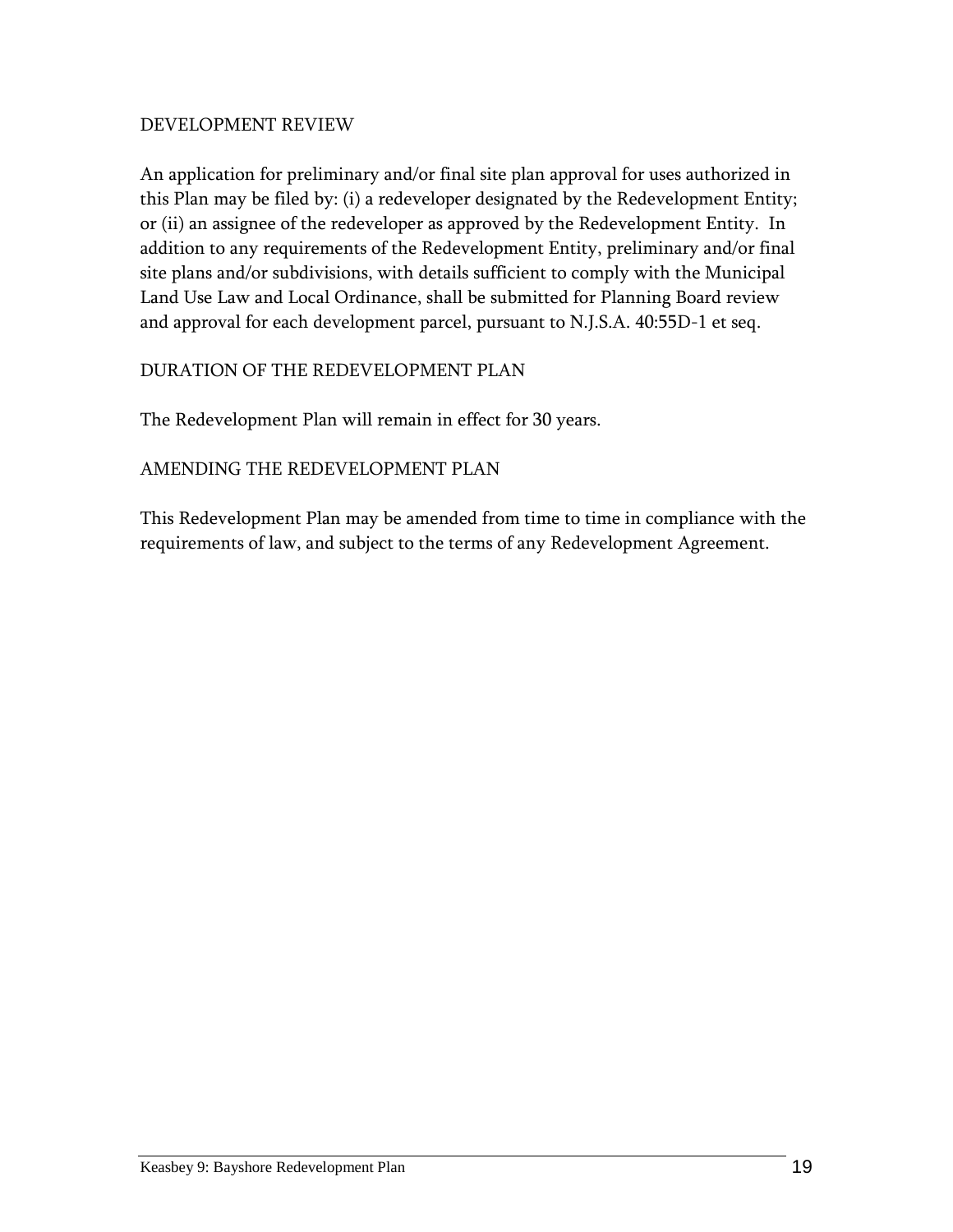## DEVELOPMENT REVIEW

An application for preliminary and/or final site plan approval for uses authorized in this Plan may be filed by: (i) a redeveloper designated by the Redevelopment Entity; or (ii) an assignee of the redeveloper as approved by the Redevelopment Entity. In addition to any requirements of the Redevelopment Entity, preliminary and/or final site plans and/or subdivisions, with details sufficient to comply with the Municipal Land Use Law and Local Ordinance, shall be submitted for Planning Board review and approval for each development parcel, pursuant to N.J.S.A. 40:55D-1 et seq.

## DURATION OF THE REDEVELOPMENT PLAN

The Redevelopment Plan will remain in effect for 30 years.

## AMENDING THE REDEVELOPMENT PLAN

This Redevelopment Plan may be amended from time to time in compliance with the requirements of law, and subject to the terms of any Redevelopment Agreement.